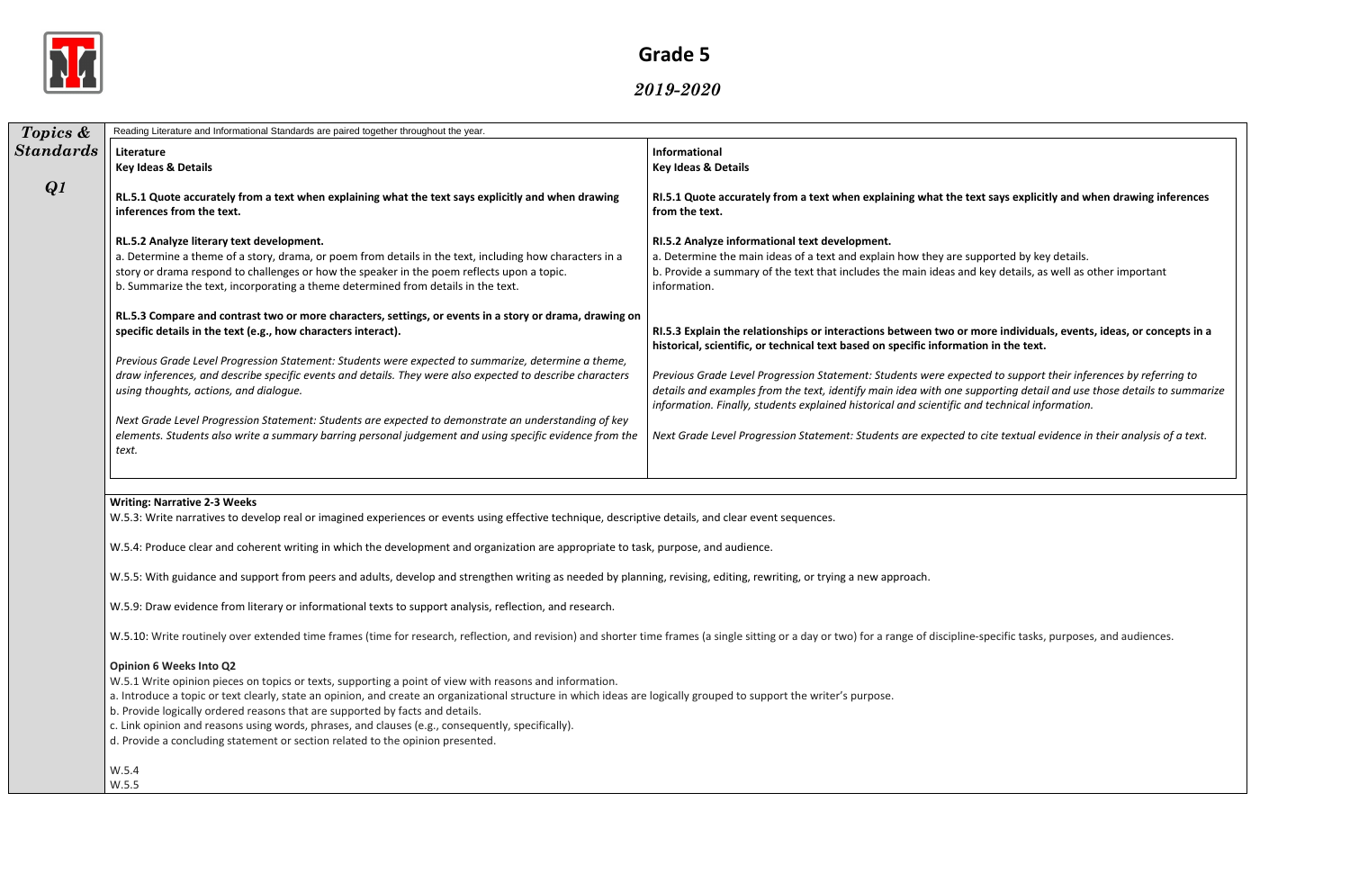# Grade 5

## *2019-2020*

***Topics & Standards***

***Q1***

Reading Literature and Informational Standards are paired together throughout the year.

| Literature | Informational |
|---|---|
| **Key Ideas & Details** | **Key Ideas & Details** |
| **RL.5.1 Quote accurately from a text when explaining what the text says explicitly and when drawing inferences from the text.** | **RI.5.1 Quote accurately from a text when explaining what the text says explicitly and when drawing inferences from the text.** |
| **RL.5.2 Analyze literary text development.** <br> a. Determine a theme of a story, drama, or poem from details in the text, including how characters in a story or drama respond to challenges or how the speaker in the poem reflects upon a topic. <br> b. Summarize the text, incorporating a theme determined from details in the text. | **RI.5.2 Analyze informational text development.** <br> a. Determine the main ideas of a text and explain how they are supported by key details. <br> b. Provide a summary of the text that includes the main ideas and key details, as well as other important information. |
| **RL.5.3 Compare and contrast two or more characters, settings, or events in a story or drama, drawing on specific details in the text (e.g., how characters interact).** | **RI.5.3 Explain the relationships or interactions between two or more individuals, events, ideas, or concepts in a historical, scientific, or technical text based on specific information in the text.** |
| *Previous Grade Level Progression Statement: Students were expected to summarize, determine a theme, draw inferences, and describe specific events and details. They were also expected to describe characters using thoughts, actions, and dialogue.* | *Previous Grade Level Progression Statement: Students were expected to support their inferences by referring to details and examples from the text, identify main idea with one supporting detail and use those details to summarize information. Finally, students explained historical and scientific and technical information.* |
| *Next Grade Level Progression Statement: Students are expected to demonstrate an understanding of key elements. Students also write a summary barring personal judgement and using specific evidence from the text.* | *Next Grade Level Progression Statement: Students are expected to cite textual evidence in their analysis of a text.* |

**Writing: Narrative 2-3 Weeks**

W.5.3: Write narratives to develop real or imagined experiences or events using effective technique, descriptive details, and clear event sequences.

W.5.4: Produce clear and coherent writing in which the development and organization are appropriate to task, purpose, and audience.

W.5.5: With guidance and support from peers and adults, develop and strengthen writing as needed by planning, revising, editing, rewriting, or trying a new approach.

W.5.9: Draw evidence from literary or informational texts to support analysis, reflection, and research.

W.5.10: Write routinely over extended time frames (time for research, reflection, and revision) and shorter time frames (a single sitting or a day or two) for a range of discipline-specific tasks, purposes, and audiences.

**Opinion 6 Weeks Into Q2**

W.5.1 Write opinion pieces on topics or texts, supporting a point of view with reasons and information.

a. Introduce a topic or text clearly, state an opinion, and create an organizational structure in which ideas are logically grouped to support the writer's purpose.
b. Provide logically ordered reasons that are supported by facts and details.
c. Link opinion and reasons using words, phrases, and clauses (e.g., consequently, specifically).
d. Provide a concluding statement or section related to the opinion presented.

W.5.4
W.5.5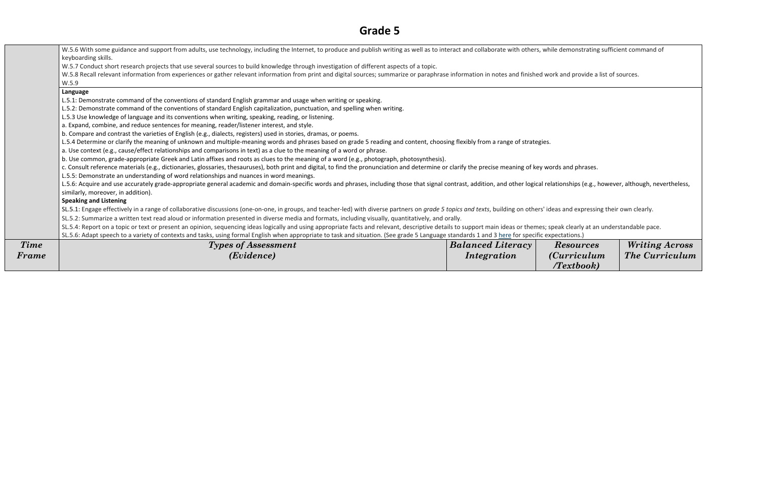# Grade 5

| | | | | |
|---|---|---|---|---|
| | W.5.6 With some guidance and support from adults, use technology, including the Internet, to produce and publish writing as well as to interact and collaborate with others, while demonstrating sufficient command of keyboarding skills.<br>W.5.7 Conduct short research projects that use several sources to build knowledge through investigation of different aspects of a topic.<br>W.5.8 Recall relevant information from experiences or gather relevant information from print and digital sources; summarize or paraphrase information in notes and finished work and provide a list of sources.<br>W.5.9 | | | |
| | **Language**<br>L.5.1: Demonstrate command of the conventions of standard English grammar and usage when writing or speaking.<br>L.5.2: Demonstrate command of the conventions of standard English capitalization, punctuation, and spelling when writing.<br>L.5.3 Use knowledge of language and its conventions when writing, speaking, reading, or listening.<br>a. Expand, combine, and reduce sentences for meaning, reader/listener interest, and style.<br>b. Compare and contrast the varieties of English (e.g., dialects, registers) used in stories, dramas, or poems.<br>L.5.4 Determine or clarify the meaning of unknown and multiple-meaning words and phrases based on grade 5 reading and content, choosing flexibly from a range of strategies.<br>a. Use context (e.g., cause/effect relationships and comparisons in text) as a clue to the meaning of a word or phrase.<br>b. Use common, grade-appropriate Greek and Latin affixes and roots as clues to the meaning of a word (e.g., photograph, photosynthesis).<br>c. Consult reference materials (e.g., dictionaries, glossaries, thesauruses), both print and digital, to find the pronunciation and determine or clarify the precise meaning of key words and phrases.<br>L.5.5: Demonstrate an understanding of word relationships and nuances in word meanings.<br>L.5.6: Acquire and use accurately grade-appropriate general academic and domain-specific words and phrases, including those that signal contrast, addition, and other logical relationships (e.g., however, although, nevertheless, similarly, moreover, in addition).<br>**Speaking and Listening**<br>SL.5.1: Engage effectively in a range of collaborative discussions (one-on-one, in groups, and teacher-led) with diverse partners on *grade 5 topics and texts*, building on others' ideas and expressing their own clearly.<br>SL.5.2: Summarize a written text read aloud or information presented in diverse media and formats, including visually, quantitatively, and orally.<br>SL.5.4: Report on a topic or text or present an opinion, sequencing ideas logically and using appropriate facts and relevant, descriptive details to support main ideas or themes; speak clearly at an understandable pace.<br>SL.5.6: Adapt speech to a variety of contexts and tasks, using formal English when appropriate to task and situation. (See grade 5 Language standards 1 and 3 here for specific expectations.) | | | |
| ***Time Frame*** | ***Types of Assessment (Evidence)*** | ***Balanced Literacy Integration*** | ***Resources (Curriculum /Textbook)*** | ***Writing Across The Curriculum*** |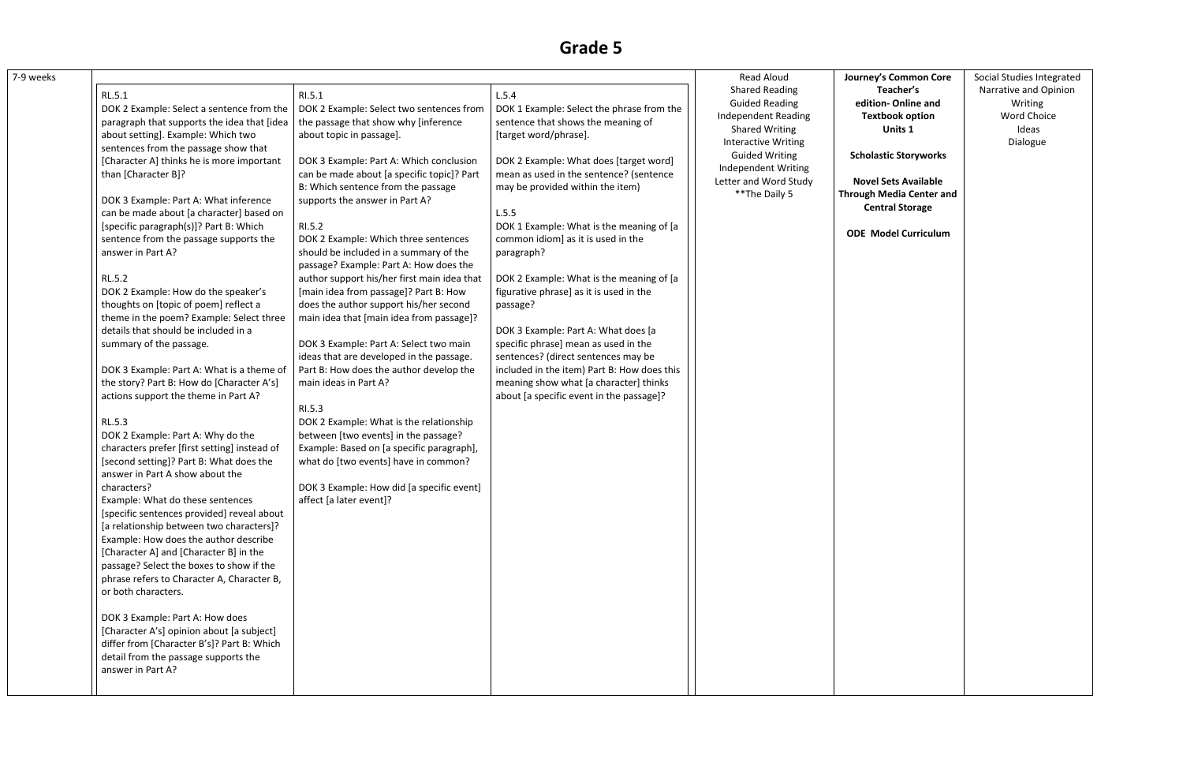# Grade 5

| 7-9 weeks | | | | | | |
|---|---|---|---|---|---|---|
| | RL.5.1<br>DOK 2 Example: Select a sentence from the paragraph that supports the idea that [idea about setting]. Example: Which two sentences from the passage show that [Character A] thinks he is more important than [Character B]?<br><br>DOK 3 Example: Part A: What inference can be made about [a character] based on [specific paragraph(s)]? Part B: Which sentence from the passage supports the answer in Part A?<br><br>RL.5.2<br>DOK 2 Example: How do the speaker's thoughts on [topic of poem] reflect a theme in the poem? Example: Select three details that should be included in a summary of the passage.<br><br>DOK 3 Example: Part A: What is a theme of the story? Part B: How do [Character A's] actions support the theme in Part A?<br><br>RL.5.3<br>DOK 2 Example: Part A: Why do the characters prefer [first setting] instead of [second setting]? Part B: What does the answer in Part A show about the characters?<br>Example: What do these sentences [specific sentences provided] reveal about [a relationship between two characters]?<br>Example: How does the author describe [Character A] and [Character B] in the passage? Select the boxes to show if the phrase refers to Character A, Character B, or both characters.<br><br>DOK 3 Example: Part A: How does [Character A's] opinion about [a subject] differ from [Character B's]? Part B: Which detail from the passage supports the answer in Part A? | RI.5.1<br>DOK 2 Example: Select two sentences from the passage that show why [inference about topic in passage].<br><br>DOK 3 Example: Part A: Which conclusion can be made about [a specific topic]? Part B: Which sentence from the passage supports the answer in Part A?<br><br>RI.5.2<br>DOK 2 Example: Which three sentences should be included in a summary of the passage? Example: Part A: How does the author support his/her first main idea that [main idea from passage]? Part B: How does the author support his/her second main idea that [main idea from passage]?<br><br>DOK 3 Example: Part A: Select two main ideas that are developed in the passage. Part B: How does the author develop the main ideas in Part A?<br><br>RI.5.3<br>DOK 2 Example: What is the relationship between [two events] in the passage? Example: Based on [a specific paragraph], what do [two events] have in common?<br><br>DOK 3 Example: How did [a specific event] affect [a later event]? | L.5.4<br>DOK 1 Example: Select the phrase from the sentence that shows the meaning of [target word/phrase].<br><br>DOK 2 Example: What does [target word] mean as used in the sentence? (sentence may be provided within the item)<br><br>L.5.5<br>DOK 1 Example: What is the meaning of [a common idiom] as it is used in the paragraph?<br><br>DOK 2 Example: What is the meaning of [a figurative phrase] as it is used in the passage?<br><br>DOK 3 Example: Part A: What does [a specific phrase] mean as used in the sentences? (direct sentences may be included in the item) Part B: How does this meaning show what [a character] thinks about [a specific event in the passage]? | Read Aloud<br>Shared Reading<br>Guided Reading<br>Independent Reading<br>Shared Writing<br>Interactive Writing<br>Guided Writing<br>Independent Writing<br>Letter and Word Study<br>**The Daily 5 | **Journey's Common Core Teacher's edition- Online and Textbook option Units 1**<br><br>**Scholastic Storyworks**<br><br>**Novel Sets Available Through Media Center and Central Storage**<br><br>**ODE Model Curriculum** | Social Studies Integrated<br>Narrative and Opinion Writing<br>Word Choice<br>Ideas<br>Dialogue |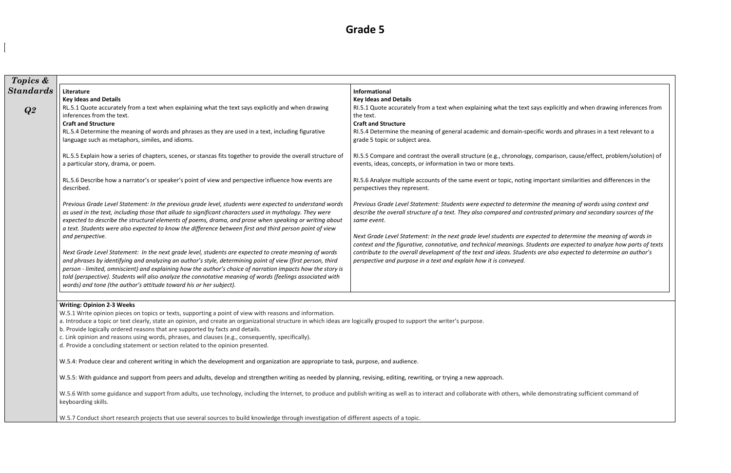# Grade 5

| Topics & Standards | | |
|---|---|---|
| ***Q2*** | **Literature**<br>**Key Ideas and Details**<br>RL.5.1 Quote accurately from a text when explaining what the text says explicitly and when drawing inferences from the text.<br>**Craft and Structure**<br>RL.5.4 Determine the meaning of words and phrases as they are used in a text, including figurative language such as metaphors, similes, and idioms.<br><br>RL.5.5 Explain how a series of chapters, scenes, or stanzas fits together to provide the overall structure of a particular story, drama, or poem.<br><br>RL.5.6 Describe how a narrator's or speaker's point of view and perspective influence how events are described.<br><br>*Previous Grade Level Statement: In the previous grade level, students were expected to understand words as used in the text, including those that allude to significant characters used in mythology. They were expected to describe the structural elements of poems, drama, and prose when speaking or writing about a text. Students were also expected to know the difference between first and third person point of view and perspective.*<br><br>*Next Grade Level Statement: In the next grade level, students are expected to create meaning of words and phrases by identifying and analyzing an author's style, determining point of view (first person, third person - limited, omniscient) and explaining how the author's choice of narration impacts how the story is told (perspective). Students will also analyze the connotative meaning of words (feelings associated with words) and tone (the author's attitude toward his or her subject).* | **Informational**<br>**Key Ideas and Details**<br>RI.5.1 Quote accurately from a text when explaining what the text says explicitly and when drawing inferences from the text.<br>**Craft and Structure**<br>RI.5.4 Determine the meaning of general academic and domain-specific words and phrases in a text relevant to a grade 5 topic or subject area.<br><br>RI.5.5 Compare and contrast the overall structure (e.g., chronology, comparison, cause/effect, problem/solution) of events, ideas, concepts, or information in two or more texts.<br><br>RI.5.6 Analyze multiple accounts of the same event or topic, noting important similarities and differences in the perspectives they represent.<br><br>*Previous Grade Level Statement: Students were expected to determine the meaning of words using context and describe the overall structure of a text. They also compared and contrasted primary and secondary sources of the same event.*<br><br>*Next Grade Level Statement: In the next grade level students are expected to determine the meaning of words in context and the figurative, connotative, and technical meanings. Students are expected to analyze how parts of texts contribute to the overall development of the text and ideas. Students are also expected to determine an author's perspective and purpose in a text and explain how it is conveyed.* |
| | **Writing: Opinion 2-3 Weeks**<br>W.5.1 Write opinion pieces on topics or texts, supporting a point of view with reasons and information.<br>a. Introduce a topic or text clearly, state an opinion, and create an organizational structure in which ideas are logically grouped to support the writer's purpose.<br>b. Provide logically ordered reasons that are supported by facts and details.<br>c. Link opinion and reasons using words, phrases, and clauses (e.g., consequently, specifically).<br>d. Provide a concluding statement or section related to the opinion presented.<br><br>W.5.4: Produce clear and coherent writing in which the development and organization are appropriate to task, purpose, and audience.<br><br>W.5.5: With guidance and support from peers and adults, develop and strengthen writing as needed by planning, revising, editing, rewriting, or trying a new approach.<br><br>W.5.6 With some guidance and support from adults, use technology, including the Internet, to produce and publish writing as well as to interact and collaborate with others, while demonstrating sufficient command of keyboarding skills.<br><br>W.5.7 Conduct short research projects that use several sources to build knowledge through investigation of different aspects of a topic. | |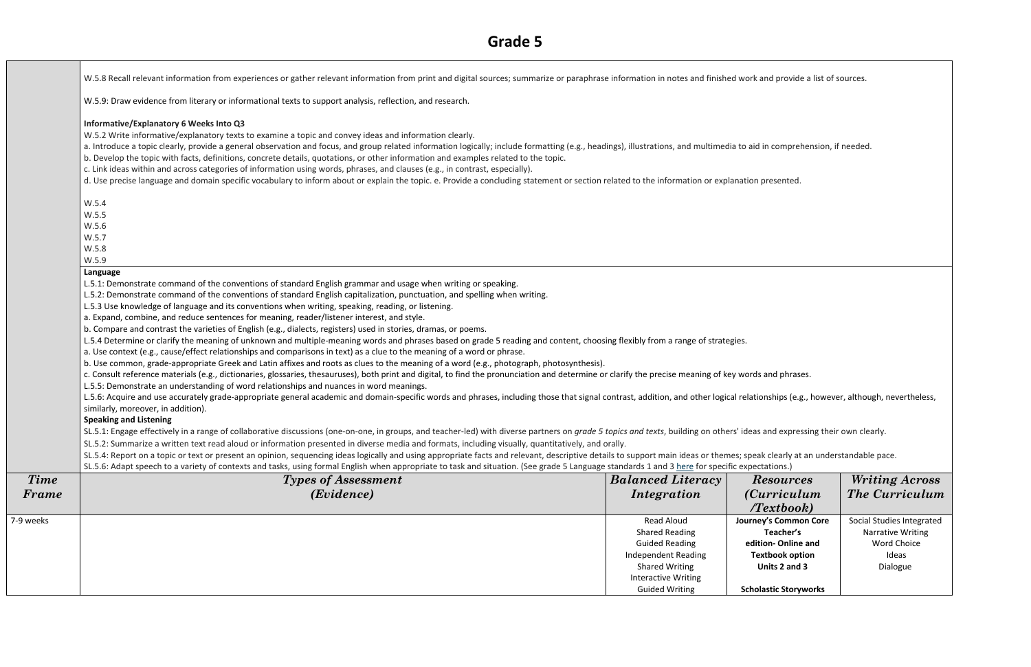# Grade 5

W.5.8 Recall relevant information from experiences or gather relevant information from print and digital sources; summarize or paraphrase information in notes and finished work and provide a list of sources.

W.5.9: Draw evidence from literary or informational texts to support analysis, reflection, and research.

**Informative/Explanatory 6 Weeks Into Q3**

W.5.2 Write informative/explanatory texts to examine a topic and convey ideas and information clearly.

a. Introduce a topic clearly, provide a general observation and focus, and group related information logically; include formatting (e.g., headings), illustrations, and multimedia to aid in comprehension, if needed.

b. Develop the topic with facts, definitions, concrete details, quotations, or other information and examples related to the topic.

c. Link ideas within and across categories of information using words, phrases, and clauses (e.g., in contrast, especially).

d. Use precise language and domain specific vocabulary to inform about or explain the topic. e. Provide a concluding statement or section related to the information or explanation presented.

W.5.4
W.5.5
W.5.6
W.5.7
W.5.8
W.5.9

**Language**

L.5.1: Demonstrate command of the conventions of standard English grammar and usage when writing or speaking.

L.5.2: Demonstrate command of the conventions of standard English capitalization, punctuation, and spelling when writing.

L.5.3 Use knowledge of language and its conventions when writing, speaking, reading, or listening.

a. Expand, combine, and reduce sentences for meaning, reader/listener interest, and style.

b. Compare and contrast the varieties of English (e.g., dialects, registers) used in stories, dramas, or poems.

L.5.4 Determine or clarify the meaning of unknown and multiple-meaning words and phrases based on grade 5 reading and content, choosing flexibly from a range of strategies.

a. Use context (e.g., cause/effect relationships and comparisons in text) as a clue to the meaning of a word or phrase.

b. Use common, grade-appropriate Greek and Latin affixes and roots as clues to the meaning of a word (e.g., photograph, photosynthesis).

c. Consult reference materials (e.g., dictionaries, glossaries, thesauruses), both print and digital, to find the pronunciation and determine or clarify the precise meaning of key words and phrases.

L.5.5: Demonstrate an understanding of word relationships and nuances in word meanings.

L.5.6: Acquire and use accurately grade-appropriate general academic and domain-specific words and phrases, including those that signal contrast, addition, and other logical relationships (e.g., however, although, nevertheless, similarly, moreover, in addition).

**Speaking and Listening**

SL.5.1: Engage effectively in a range of collaborative discussions (one-on-one, in groups, and teacher-led) with diverse partners on *grade 5 topics and texts*, building on others' ideas and expressing their own clearly.

SL.5.2: Summarize a written text read aloud or information presented in diverse media and formats, including visually, quantitatively, and orally.

SL.5.4: Report on a topic or text or present an opinion, sequencing ideas logically and using appropriate facts and relevant, descriptive details to support main ideas or themes; speak clearly at an understandable pace.

SL.5.6: Adapt speech to a variety of contexts and tasks, using formal English when appropriate to task and situation. (See grade 5 Language standards 1 and 3 here for specific expectations.)

| *Time Frame* | *Types of Assessment (Evidence)* | *Balanced Literacy Integration* | *Resources (Curriculum /Textbook)* | *Writing Across The Curriculum* |
|---|---|---|---|---|
| 7-9 weeks | | Read Aloud<br>Shared Reading<br>Guided Reading<br>Independent Reading<br>Shared Writing<br>Interactive Writing<br>Guided Writing | **Journey's Common Core Teacher's edition- Online and Textbook option Units 2 and 3**<br><br>**Scholastic Storyworks** | Social Studies Integrated<br>Narrative Writing<br>Word Choice<br>Ideas<br>Dialogue |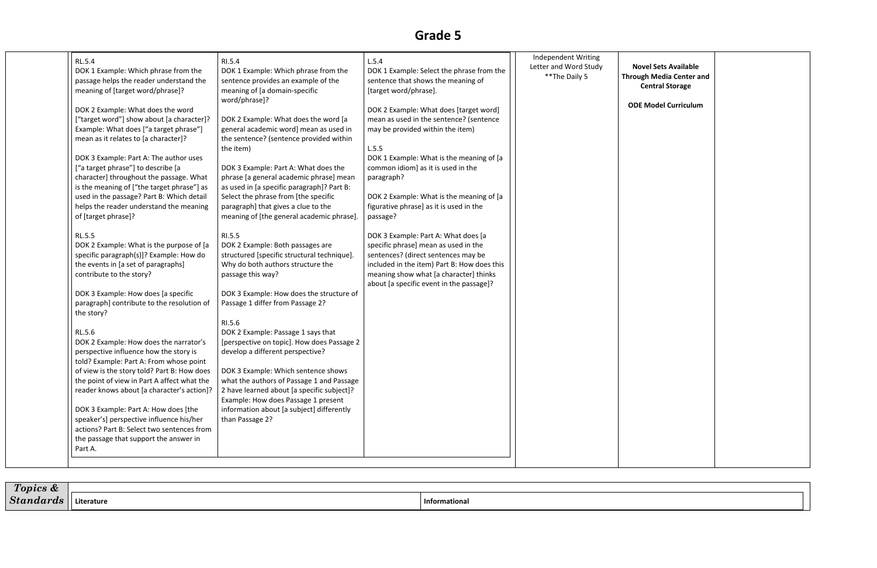# Grade 5

| | | | | | | |
|---|---|---|---|---|---|---|
| | RL.5.4<br>DOK 1 Example: Which phrase from the passage helps the reader understand the meaning of [target word/phrase]?<br><br>DOK 2 Example: What does the word ["target word"] show about [a character]? Example: What does ["a target phrase"] mean as it relates to [a character]?<br><br>DOK 3 Example: Part A: The author uses ["a target phrase"] to describe [a character] throughout the passage. What is the meaning of ["the target phrase"] as used in the passage? Part B: Which detail helps the reader understand the meaning of [target phrase]?<br><br>RL.5.5<br>DOK 2 Example: What is the purpose of [a specific paragraph(s)]? Example: How do the events in [a set of paragraphs] contribute to the story?<br><br>DOK 3 Example: How does [a specific paragraph] contribute to the resolution of the story?<br><br>RL.5.6<br>DOK 2 Example: How does the narrator's perspective influence how the story is told? Example: Part A: From whose point of view is the story told? Part B: How does the point of view in Part A affect what the reader knows about [a character's action]?<br><br>DOK 3 Example: Part A: How does [the speaker's] perspective influence his/her actions? Part B: Select two sentences from the passage that support the answer in Part A. | RI.5.4<br>DOK 1 Example: Which phrase from the sentence provides an example of the meaning of [a domain-specific word/phrase]?<br><br>DOK 2 Example: What does the word [a general academic word] mean as used in the sentence? (sentence provided within the item)<br><br>DOK 3 Example: Part A: What does the phrase [a general academic phrase] mean as used in [a specific paragraph]? Part B: Select the phrase from [the specific paragraph] that gives a clue to the meaning of [the general academic phrase].<br><br>RI.5.5<br>DOK 2 Example: Both passages are structured [specific structural technique]. Why do both authors structure the passage this way?<br><br>DOK 3 Example: How does the structure of Passage 1 differ from Passage 2?<br><br>RI.5.6<br>DOK 2 Example: Passage 1 says that [perspective on topic]. How does Passage 2 develop a different perspective?<br><br>DOK 3 Example: Which sentence shows what the authors of Passage 1 and Passage 2 have learned about [a specific subject]? Example: How does Passage 1 present information about [a subject] differently than Passage 2? | L.5.4<br>DOK 1 Example: Select the phrase from the sentence that shows the meaning of [target word/phrase].<br><br>DOK 2 Example: What does [target word] mean as used in the sentence? (sentence may be provided within the item)<br><br>L.5.5<br>DOK 1 Example: What is the meaning of [a common idiom] as it is used in the paragraph?<br><br>DOK 2 Example: What is the meaning of [a figurative phrase] as it is used in the passage?<br><br>DOK 3 Example: Part A: What does [a specific phrase] mean as used in the sentences? (direct sentences may be included in the item) Part B: How does this meaning show what [a character] thinks about [a specific event in the passage]? | Independent Writing<br>Letter and Word Study<br>**The Daily 5 | **Novel Sets Available Through Media Center and Central Storage**<br><br>**ODE Model Curriculum** | |

| *Topics & Standards* | Literature | Informational |
|---|---|---|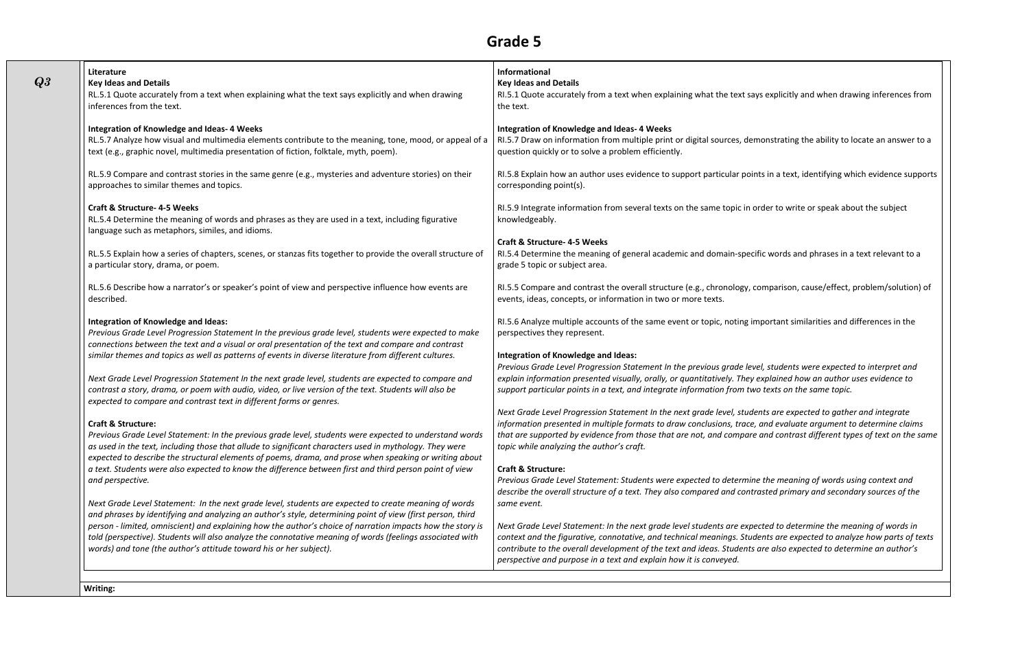# Grade 5

| | Literature | Informational |
|---|---|---|
| ***Q3*** | **Literature**<br>**Key Ideas and Details**<br>RL.5.1 Quote accurately from a text when explaining what the text says explicitly and when drawing inferences from the text.<br><br>**Integration of Knowledge and Ideas- 4 Weeks**<br>RL.5.7 Analyze how visual and multimedia elements contribute to the meaning, tone, mood, or appeal of a text (e.g., graphic novel, multimedia presentation of fiction, folktale, myth, poem).<br><br>RL.5.9 Compare and contrast stories in the same genre (e.g., mysteries and adventure stories) on their approaches to similar themes and topics.<br><br>**Craft & Structure- 4-5 Weeks**<br>RL.5.4 Determine the meaning of words and phrases as they are used in a text, including figurative language such as metaphors, similes, and idioms.<br><br>RL.5.5 Explain how a series of chapters, scenes, or stanzas fits together to provide the overall structure of a particular story, drama, or poem.<br><br>RL.5.6 Describe how a narrator's or speaker's point of view and perspective influence how events are described.<br><br>**Integration of Knowledge and Ideas:**<br>*Previous Grade Level Progression Statement In the previous grade level, students were expected to make connections between the text and a visual or oral presentation of the text and compare and contrast similar themes and topics as well as patterns of events in diverse literature from different cultures.*<br><br>*Next Grade Level Progression Statement In the next grade level, students are expected to compare and contrast a story, drama, or poem with audio, video, or live version of the text. Students will also be expected to compare and contrast text in different forms or genres.*<br><br>**Craft & Structure:**<br>*Previous Grade Level Statement: In the previous grade level, students were expected to understand words as used in the text, including those that allude to significant characters used in mythology. They were expected to describe the structural elements of poems, drama, and prose when speaking or writing about a text. Students were also expected to know the difference between first and third person point of view and perspective.*<br><br>*Next Grade Level Statement: In the next grade level, students are expected to create meaning of words and phrases by identifying and analyzing an author's style, determining point of view (first person, third person - limited, omniscient) and explaining how the author's choice of narration impacts how the story is told (perspective). Students will also analyze the connotative meaning of words (feelings associated with words) and tone (the author's attitude toward his or her subject).* | **Informational**<br>**Key Ideas and Details**<br>RI.5.1 Quote accurately from a text when explaining what the text says explicitly and when drawing inferences from the text.<br><br>**Integration of Knowledge and Ideas- 4 Weeks**<br>RI.5.7 Draw on information from multiple print or digital sources, demonstrating the ability to locate an answer to a question quickly or to solve a problem efficiently.<br><br>RI.5.8 Explain how an author uses evidence to support particular points in a text, identifying which evidence supports corresponding point(s).<br><br>RI.5.9 Integrate information from several texts on the same topic in order to write or speak about the subject knowledgeably.<br><br>**Craft & Structure- 4-5 Weeks**<br>RI.5.4 Determine the meaning of general academic and domain-specific words and phrases in a text relevant to a grade 5 topic or subject area.<br><br>RI.5.5 Compare and contrast the overall structure (e.g., chronology, comparison, cause/effect, problem/solution) of events, ideas, concepts, or information in two or more texts.<br><br>RI.5.6 Analyze multiple accounts of the same event or topic, noting important similarities and differences in the perspectives they represent.<br><br>**Integration of Knowledge and Ideas:**<br>*Previous Grade Level Progression Statement In the previous grade level, students were expected to interpret and explain information presented visually, orally, or quantitatively. They explained how an author uses evidence to support particular points in a text, and integrate information from two texts on the same topic.*<br><br>*Next Grade Level Progression Statement In the next grade level, students are expected to gather and integrate information presented in multiple formats to draw conclusions, trace, and evaluate argument to determine claims that are supported by evidence from those that are not, and compare and contrast different types of text on the same topic while analyzing the author's craft.*<br><br>**Craft & Structure:**<br>*Previous Grade Level Statement: Students were expected to determine the meaning of words using context and describe the overall structure of a text. They also compared and contrasted primary and secondary sources of the same event.*<br><br>*Next Grade Level Statement: In the next grade level students are expected to determine the meaning of words in context and the figurative, connotative, and technical meanings. Students are expected to analyze how parts of texts contribute to the overall development of the text and ideas. Students are also expected to determine an author's perspective and purpose in a text and explain how it is conveyed.* |
| | **Writing:** | |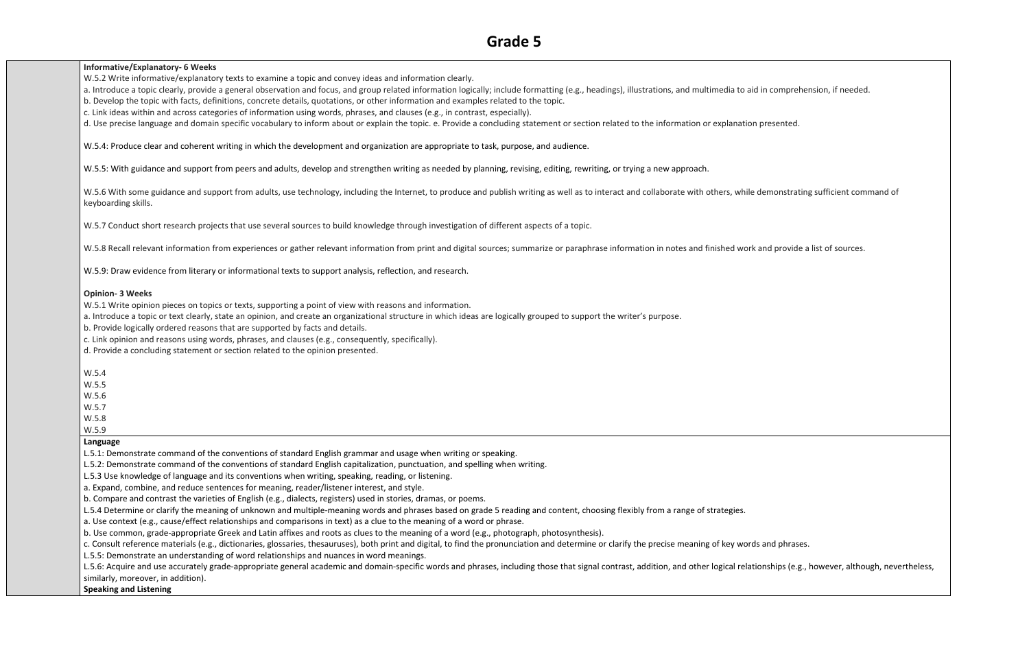# Grade 5

**Informative/Explanatory- 6 Weeks**

W.5.2 Write informative/explanatory texts to examine a topic and convey ideas and information clearly.

a. Introduce a topic clearly, provide a general observation and focus, and group related information logically; include formatting (e.g., headings), illustrations, and multimedia to aid in comprehension, if needed.

b. Develop the topic with facts, definitions, concrete details, quotations, or other information and examples related to the topic.

c. Link ideas within and across categories of information using words, phrases, and clauses (e.g., in contrast, especially).

d. Use precise language and domain specific vocabulary to inform about or explain the topic. e. Provide a concluding statement or section related to the information or explanation presented.

W.5.4: Produce clear and coherent writing in which the development and organization are appropriate to task, purpose, and audience.

W.5.5: With guidance and support from peers and adults, develop and strengthen writing as needed by planning, revising, editing, rewriting, or trying a new approach.

W.5.6 With some guidance and support from adults, use technology, including the Internet, to produce and publish writing as well as to interact and collaborate with others, while demonstrating sufficient command of keyboarding skills.

W.5.7 Conduct short research projects that use several sources to build knowledge through investigation of different aspects of a topic.

W.5.8 Recall relevant information from experiences or gather relevant information from print and digital sources; summarize or paraphrase information in notes and finished work and provide a list of sources.

W.5.9: Draw evidence from literary or informational texts to support analysis, reflection, and research.

**Opinion- 3 Weeks**

W.5.1 Write opinion pieces on topics or texts, supporting a point of view with reasons and information.

a. Introduce a topic or text clearly, state an opinion, and create an organizational structure in which ideas are logically grouped to support the writer's purpose.

b. Provide logically ordered reasons that are supported by facts and details.

c. Link opinion and reasons using words, phrases, and clauses (e.g., consequently, specifically).

d. Provide a concluding statement or section related to the opinion presented.

W.5.4
W.5.5
W.5.6
W.5.7
W.5.8
W.5.9

**Language**

L.5.1: Demonstrate command of the conventions of standard English grammar and usage when writing or speaking.

L.5.2: Demonstrate command of the conventions of standard English capitalization, punctuation, and spelling when writing.

L.5.3 Use knowledge of language and its conventions when writing, speaking, reading, or listening.

a. Expand, combine, and reduce sentences for meaning, reader/listener interest, and style.

b. Compare and contrast the varieties of English (e.g., dialects, registers) used in stories, dramas, or poems.

L.5.4 Determine or clarify the meaning of unknown and multiple-meaning words and phrases based on grade 5 reading and content, choosing flexibly from a range of strategies.

a. Use context (e.g., cause/effect relationships and comparisons in text) as a clue to the meaning of a word or phrase.

b. Use common, grade-appropriate Greek and Latin affixes and roots as clues to the meaning of a word (e.g., photograph, photosynthesis).

c. Consult reference materials (e.g., dictionaries, glossaries, thesauruses), both print and digital, to find the pronunciation and determine or clarify the precise meaning of key words and phrases.

L.5.5: Demonstrate an understanding of word relationships and nuances in word meanings.

L.5.6: Acquire and use accurately grade-appropriate general academic and domain-specific words and phrases, including those that signal contrast, addition, and other logical relationships (e.g., however, although, nevertheless, similarly, moreover, in addition).

**Speaking and Listening**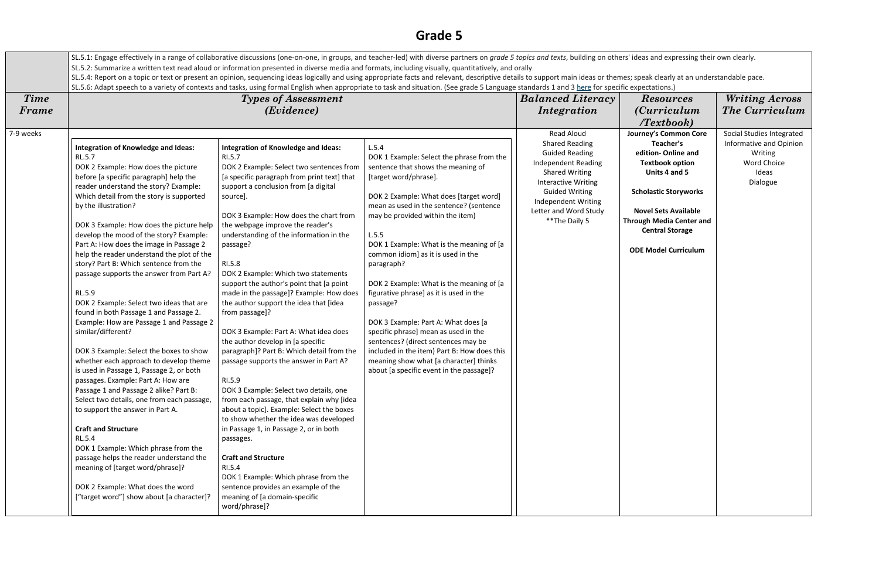# Grade 5

| | SL.5.1: Engage effectively in a range of collaborative discussions (one-on-one, in groups, and teacher-led) with diverse partners on *grade 5 topics and texts*, building on others' ideas and expressing their own clearly.<br>SL.5.2: Summarize a written text read aloud or information presented in diverse media and formats, including visually, quantitatively, and orally.<br>SL.5.4: Report on a topic or text or present an opinion, sequencing ideas logically and using appropriate facts and relevant, descriptive details to support main ideas or themes; speak clearly at an understandable pace.<br>SL.5.6: Adapt speech to a variety of contexts and tasks, using formal English when appropriate to task and situation. (See grade 5 Language standards 1 and 3 here for specific expectations.) | | | | | |
|---|---|---|---|---|---|---|
| ***Time Frame*** | ***Types of Assessment (Evidence)*** | | | ***Balanced Literacy Integration*** | ***Resources (Curriculum /Textbook)*** | ***Writing Across The Curriculum*** |
| 7-9 weeks | **Integration of Knowledge and Ideas:**<br>RL.5.7<br>DOK 2 Example: How does the picture before [a specific paragraph] help the reader understand the story? Example: Which detail from the story is supported by the illustration?<br><br>DOK 3 Example: How does the picture help develop the mood of the story? Example: Part A: How does the image in Passage 2 help the reader understand the plot of the story? Part B: Which sentence from the passage supports the answer from Part A?<br><br>RL.5.9<br>DOK 2 Example: Select two ideas that are found in both Passage 1 and Passage 2. Example: How are Passage 1 and Passage 2 similar/different?<br><br>DOK 3 Example: Select the boxes to show whether each approach to develop theme is used in Passage 1, Passage 2, or both passages. Example: Part A: How are Passage 1 and Passage 2 alike? Part B: Select two details, one from each passage, to support the answer in Part A.<br><br>**Craft and Structure**<br>RL.5.4<br>DOK 1 Example: Which phrase from the passage helps the reader understand the meaning of [target word/phrase]?<br><br>DOK 2 Example: What does the word ["target word"] show about [a character]? | **Integration of Knowledge and Ideas:**<br>RI.5.7<br>DOK 2 Example: Select two sentences from [a specific paragraph from print text] that support a conclusion from [a digital source].<br><br>DOK 3 Example: How does the chart from the webpage improve the reader's understanding of the information in the passage?<br><br>RI.5.8<br>DOK 2 Example: Which two statements support the author's point that [a point made in the passage]? Example: How does the author support the idea that [idea from passage]?<br><br>DOK 3 Example: Part A: What idea does the author develop in [a specific paragraph]? Part B: Which detail from the passage supports the answer in Part A?<br><br>RI.5.9<br>DOK 3 Example: Select two details, one from each passage, that explain why [idea about a topic]. Example: Select the boxes to show whether the idea was developed in Passage 1, in Passage 2, or in both passages.<br><br>**Craft and Structure**<br>RI.5.4<br>DOK 1 Example: Which phrase from the sentence provides an example of the meaning of [a domain-specific word/phrase]? | L.5.4<br>DOK 1 Example: Select the phrase from the sentence that shows the meaning of [target word/phrase].<br><br>DOK 2 Example: What does [target word] mean as used in the sentence? (sentence may be provided within the item)<br><br>L.5.5<br>DOK 1 Example: What is the meaning of [a common idiom] as it is used in the paragraph?<br><br>DOK 2 Example: What is the meaning of [a figurative phrase] as it is used in the passage?<br><br>DOK 3 Example: Part A: What does [a specific phrase] mean as used in the sentences? (direct sentences may be included in the item) Part B: How does this meaning show what [a character] thinks about [a specific event in the passage]? | Read Aloud<br>Shared Reading<br>Guided Reading<br>Independent Reading<br>Shared Writing<br>Interactive Writing<br>Guided Writing<br>Independent Writing<br>Letter and Word Study<br>**The Daily 5 | **Journey's Common Core Teacher's edition- Online and Textbook option Units 4 and 5**<br><br>**Scholastic Storyworks**<br><br>**Novel Sets Available Through Media Center and Central Storage**<br><br>**ODE Model Curriculum** | Social Studies Integrated Informative and Opinion Writing<br>Word Choice<br>Ideas<br>Dialogue |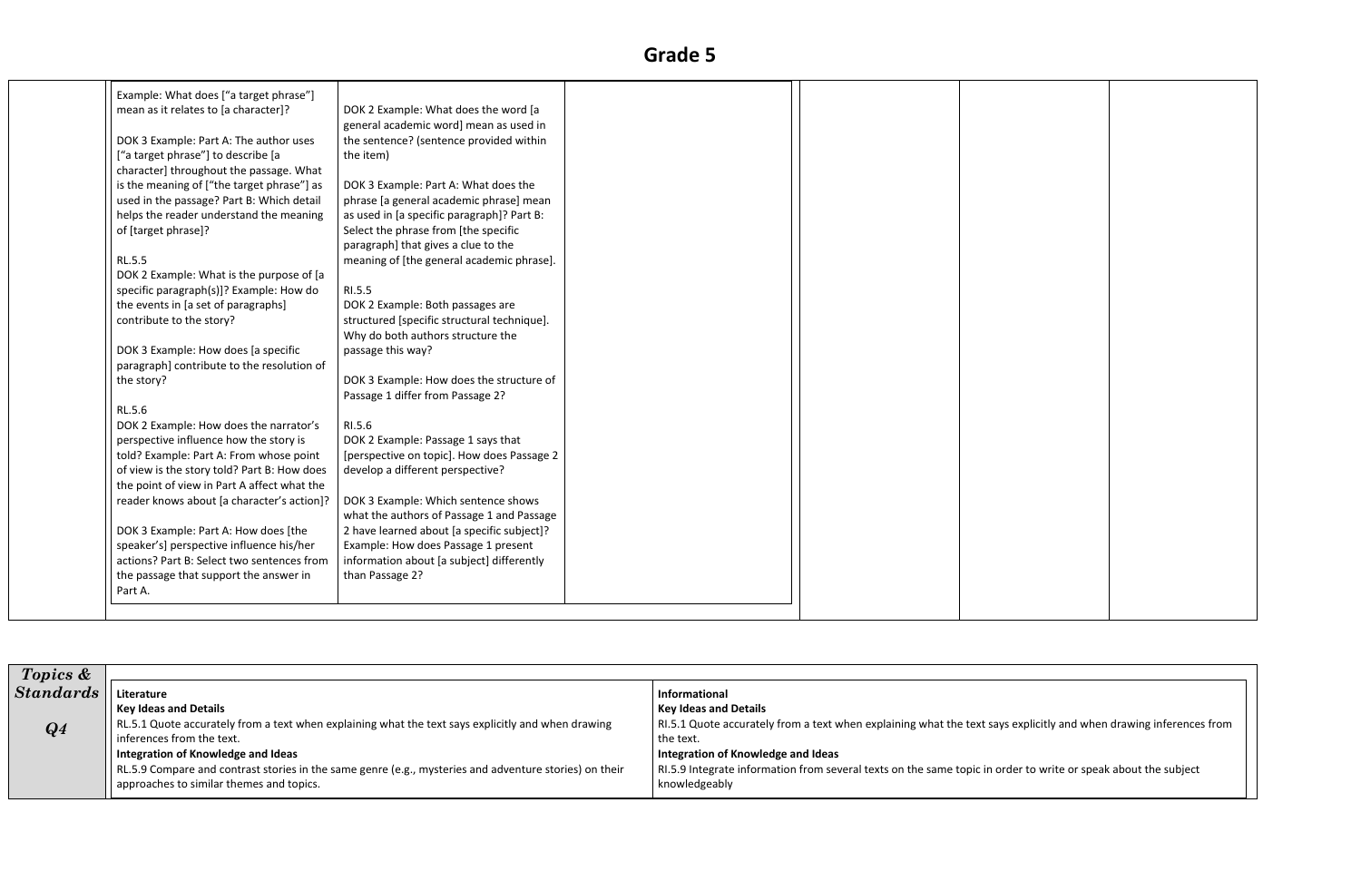# Grade 5

| | | | | | | |
|---|---|---|---|---|---|---|
| | Example: What does ["a target phrase"] mean as it relates to [a character]?<br><br>DOK 3 Example: Part A: The author uses ["a target phrase"] to describe [a character] throughout the passage. What is the meaning of ["the target phrase"] as used in the passage? Part B: Which detail helps the reader understand the meaning of [target phrase]?<br><br>RL.5.5<br>DOK 2 Example: What is the purpose of [a specific paragraph(s)]? Example: How do the events in [a set of paragraphs] contribute to the story?<br><br>DOK 3 Example: How does [a specific paragraph] contribute to the resolution of the story?<br><br>RL.5.6<br>DOK 2 Example: How does the narrator's perspective influence how the story is told? Example: Part A: From whose point of view is the story told? Part B: How does the point of view in Part A affect what the reader knows about [a character's action]?<br><br>DOK 3 Example: Part A: How does [the speaker's] perspective influence his/her actions? Part B: Select two sentences from the passage that support the answer in Part A. | DOK 2 Example: What does the word [a general academic word] mean as used in the sentence? (sentence provided within the item)<br><br>DOK 3 Example: Part A: What does the phrase [a general academic phrase] mean as used in [a specific paragraph]? Part B: Select the phrase from [the specific paragraph] that gives a clue to the meaning of [the general academic phrase].<br><br>RI.5.5<br>DOK 2 Example: Both passages are structured [specific structural technique]. Why do both authors structure the passage this way?<br><br>DOK 3 Example: How does the structure of Passage 1 differ from Passage 2?<br><br>RI.5.6<br>DOK 2 Example: Passage 1 says that [perspective on topic]. How does Passage 2 develop a different perspective?<br><br>DOK 3 Example: Which sentence shows what the authors of Passage 1 and Passage 2 have learned about [a specific subject]? Example: How does Passage 1 present information about [a subject] differently than Passage 2? | | | | |

| ***Topics & Standards***<br><br>***Q4*** | **Literature**<br>**Key Ideas and Details**<br>RL.5.1 Quote accurately from a text when explaining what the text says explicitly and when drawing inferences from the text.<br>**Integration of Knowledge and Ideas**<br>RL.5.9 Compare and contrast stories in the same genre (e.g., mysteries and adventure stories) on their approaches to similar themes and topics. | **Informational**<br>**Key Ideas and Details**<br>RI.5.1 Quote accurately from a text when explaining what the text says explicitly and when drawing inferences from the text.<br>**Integration of Knowledge and Ideas**<br>RI.5.9 Integrate information from several texts on the same topic in order to write or speak about the subject knowledgeably |
|---|---|---|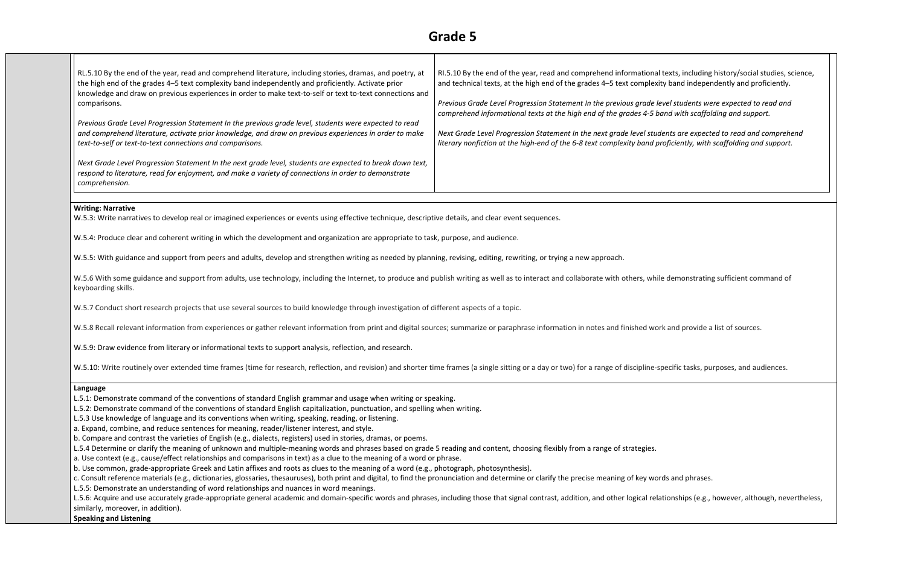# Grade 5

| RL.5.10 | RI.5.10 |
| --- | --- |
| RL.5.10 By the end of the year, read and comprehend literature, including stories, dramas, and poetry, at the high end of the grades 4–5 text complexity band independently and proficiently. Activate prior knowledge and draw on previous experiences in order to make text-to-self or text to-text connections and comparisons.<br><br>*Previous Grade Level Progression Statement In the previous grade level, students were expected to read and comprehend literature, activate prior knowledge, and draw on previous experiences in order to make text-to-self or text-to-text connections and comparisons.*<br><br>*Next Grade Level Progression Statement In the next grade level, students are expected to break down text, respond to literature, read for enjoyment, and make a variety of connections in order to demonstrate comprehension.* | RI.5.10 By the end of the year, read and comprehend informational texts, including history/social studies, science, and technical texts, at the high end of the grades 4–5 text complexity band independently and proficiently.<br><br>*Previous Grade Level Progression Statement In the previous grade level students were expected to read and comprehend informational texts at the high end of the grades 4-5 band with scaffolding and support.*<br><br>*Next Grade Level Progression Statement In the next grade level students are expected to read and comprehend literary nonfiction at the high-end of the 6-8 text complexity band proficiently, with scaffolding and support.* |

**Writing: Narrative**

W.5.3: Write narratives to develop real or imagined experiences or events using effective technique, descriptive details, and clear event sequences.

W.5.4: Produce clear and coherent writing in which the development and organization are appropriate to task, purpose, and audience.

W.5.5: With guidance and support from peers and adults, develop and strengthen writing as needed by planning, revising, editing, rewriting, or trying a new approach.

W.5.6 With some guidance and support from adults, use technology, including the Internet, to produce and publish writing as well as to interact and collaborate with others, while demonstrating sufficient command of keyboarding skills.

W.5.7 Conduct short research projects that use several sources to build knowledge through investigation of different aspects of a topic.

W.5.8 Recall relevant information from experiences or gather relevant information from print and digital sources; summarize or paraphrase information in notes and finished work and provide a list of sources.

W.5.9: Draw evidence from literary or informational texts to support analysis, reflection, and research.

W.5.10: Write routinely over extended time frames (time for research, reflection, and revision) and shorter time frames (a single sitting or a day or two) for a range of discipline-specific tasks, purposes, and audiences.

**Language**

L.5.1: Demonstrate command of the conventions of standard English grammar and usage when writing or speaking.
L.5.2: Demonstrate command of the conventions of standard English capitalization, punctuation, and spelling when writing.
L.5.3 Use knowledge of language and its conventions when writing, speaking, reading, or listening.
a. Expand, combine, and reduce sentences for meaning, reader/listener interest, and style.
b. Compare and contrast the varieties of English (e.g., dialects, registers) used in stories, dramas, or poems.
L.5.4 Determine or clarify the meaning of unknown and multiple-meaning words and phrases based on grade 5 reading and content, choosing flexibly from a range of strategies.
a. Use context (e.g., cause/effect relationships and comparisons in text) as a clue to the meaning of a word or phrase.
b. Use common, grade-appropriate Greek and Latin affixes and roots as clues to the meaning of a word (e.g., photograph, photosynthesis).
c. Consult reference materials (e.g., dictionaries, glossaries, thesauruses), both print and digital, to find the pronunciation and determine or clarify the precise meaning of key words and phrases.
L.5.5: Demonstrate an understanding of word relationships and nuances in word meanings.
L.5.6: Acquire and use accurately grade-appropriate general academic and domain-specific words and phrases, including those that signal contrast, addition, and other logical relationships (e.g., however, although, nevertheless, similarly, moreover, in addition).

**Speaking and Listening**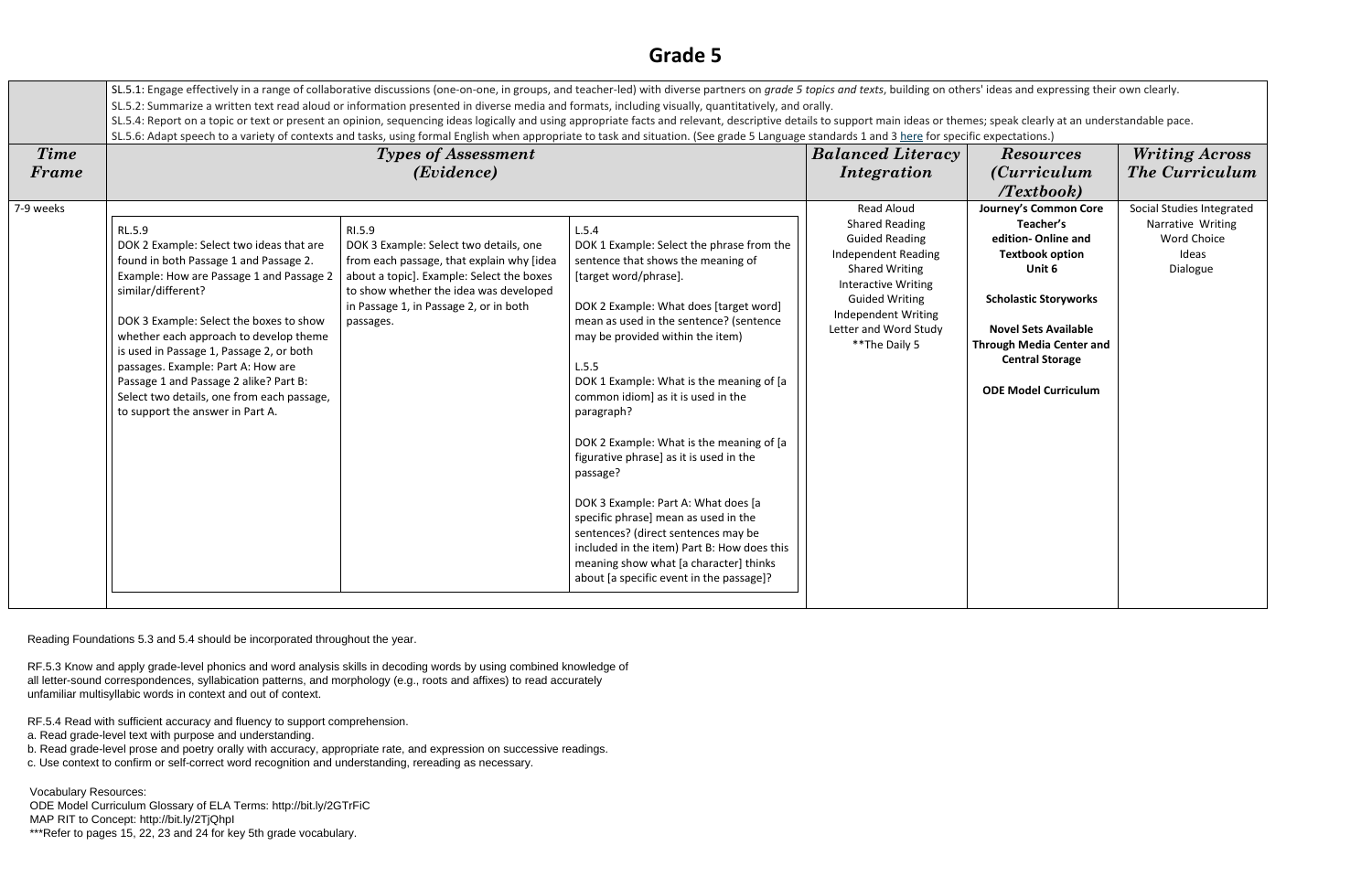# Grade 5

| | | | | | | | |
|---|---|---|---|---|---|---|---|
| | SL.5.1: Engage effectively in a range of collaborative discussions (one-on-one, in groups, and teacher-led) with diverse partners on *grade 5 topics and texts*, building on others' ideas and expressing their own clearly.<br>SL.5.2: Summarize a written text read aloud or information presented in diverse media and formats, including visually, quantitatively, and orally.<br>SL.5.4: Report on a topic or text or present an opinion, sequencing ideas logically and using appropriate facts and relevant, descriptive details to support main ideas or themes; speak clearly at an understandable pace.<br>SL.5.6: Adapt speech to a variety of contexts and tasks, using formal English when appropriate to task and situation. (See grade 5 Language standards 1 and 3 here for specific expectations.) | | | | | | |
| ***Time Frame*** | ***Types of Assessment (Evidence)*** | | | ***Balanced Literacy Integration*** | ***Resources (Curriculum /Textbook)*** | ***Writing Across The Curriculum*** |
| 7-9 weeks | RL.5.9<br>DOK 2 Example: Select two ideas that are found in both Passage 1 and Passage 2. Example: How are Passage 1 and Passage 2 similar/different?<br><br>DOK 3 Example: Select the boxes to show whether each approach to develop theme is used in Passage 1, Passage 2, or both passages. Example: Part A: How are Passage 1 and Passage 2 alike? Part B: Select two details, one from each passage, to support the answer in Part A. | RI.5.9<br>DOK 3 Example: Select two details, one from each passage, that explain why [idea about a topic]. Example: Select the boxes to show whether the idea was developed in Passage 1, in Passage 2, or in both passages. | L.5.4<br>DOK 1 Example: Select the phrase from the sentence that shows the meaning of [target word/phrase].<br><br>DOK 2 Example: What does [target word] mean as used in the sentence? (sentence may be provided within the item)<br><br>L.5.5<br>DOK 1 Example: What is the meaning of [a common idiom] as it is used in the paragraph?<br><br>DOK 2 Example: What is the meaning of [a figurative phrase] as it is used in the passage?<br><br>DOK 3 Example: Part A: What does [a specific phrase] mean as used in the sentences? (direct sentences may be included in the item) Part B: How does this meaning show what [a character] thinks about [a specific event in the passage]? | Read Aloud<br>Shared Reading<br>Guided Reading<br>Independent Reading<br>Shared Writing<br>Interactive Writing<br>Guided Writing<br>Independent Writing<br>Letter and Word Study<br>**The Daily 5 | **Journey's Common Core Teacher's edition- Online and Textbook option Unit 6**<br><br>**Scholastic Storyworks**<br><br>**Novel Sets Available Through Media Center and Central Storage**<br><br>**ODE Model Curriculum** | Social Studies Integrated<br>Narrative Writing<br>Word Choice<br>Ideas<br>Dialogue |

Reading Foundations 5.3 and 5.4 should be incorporated throughout the year.

RF.5.3 Know and apply grade-level phonics and word analysis skills in decoding words by using combined knowledge of all letter-sound correspondences, syllabication patterns, and morphology (e.g., roots and affixes) to read accurately unfamiliar multisyllabic words in context and out of context.

RF.5.4 Read with sufficient accuracy and fluency to support comprehension.
a. Read grade-level text with purpose and understanding.
b. Read grade-level prose and poetry orally with accuracy, appropriate rate, and expression on successive readings.
c. Use context to confirm or self-correct word recognition and understanding, rereading as necessary.

Vocabulary Resources:
ODE Model Curriculum Glossary of ELA Terms: http://bit.ly/2GTrFiC
MAP RIT to Concept: http://bit.ly/2TjQhpI
***Refer to pages 15, 22, 23 and 24 for key 5th grade vocabulary.